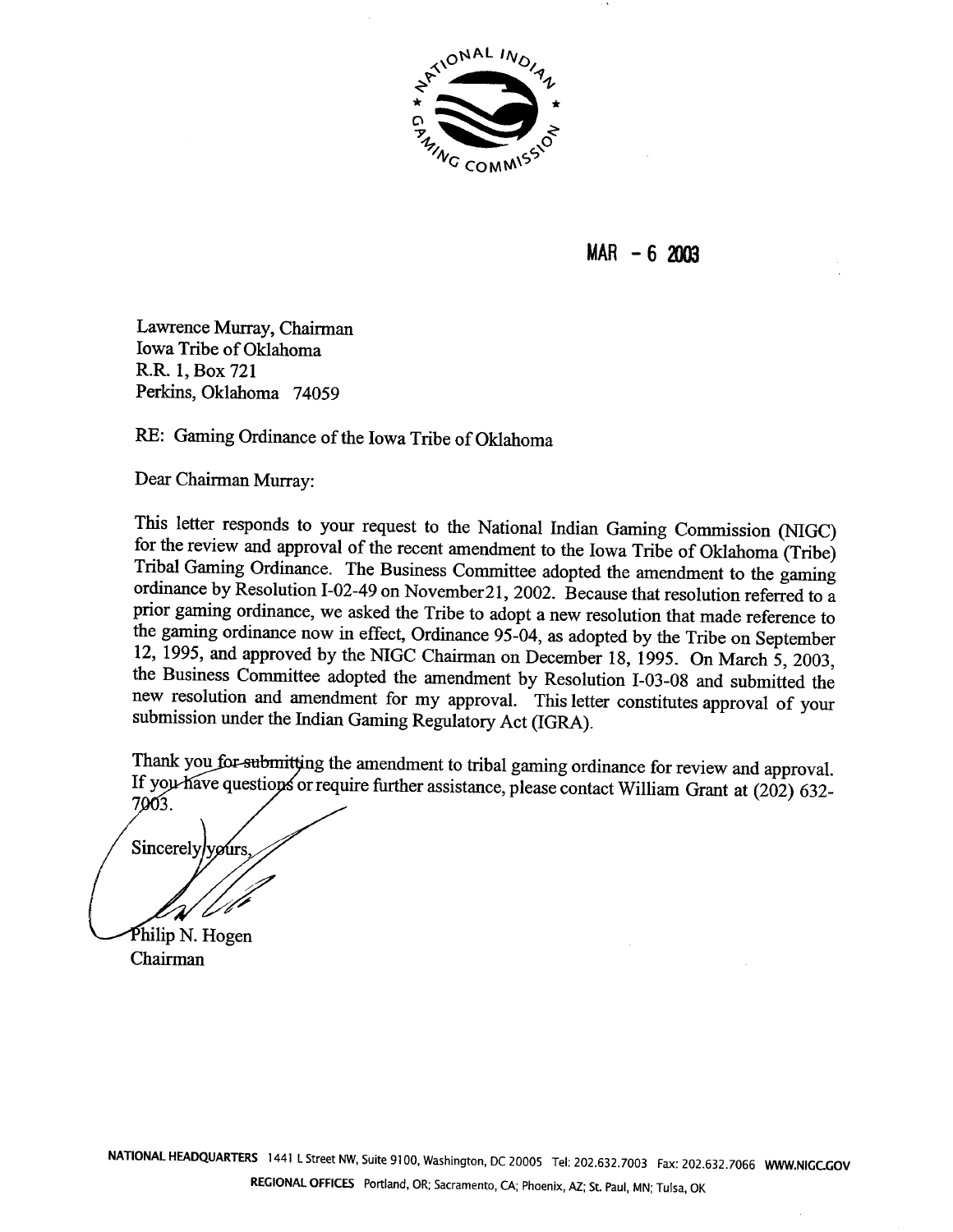MAR - 6 2003

Lawrence Murray, Chairman
Iowa Tribe of Oklahoma
R.R. 1, Box 721
Perkins, Oklahoma 74059

RE: Gaming Ordinance of the Iowa Tribe of Oklahoma

Dear Chairman Murray:

This letter responds to your request to the National Indian Gaming Commission (NIGC) for the review and approval of the recent amendment to the Iowa Tribe of Oklahoma (Tribe) Tribal Gaming Ordinance. The Business Committee adopted the amendment to the gaming ordinance by Resolution I-02-49 on November21, 2002. Because that resolution referred to a prior gaming ordinance, we asked the Tribe to adopt a new resolution that made reference to the gaming ordinance now in effect, Ordinance 95-04, as adopted by the Tribe on September 12, 1995, and approved by the NIGC Chairman on December 18, 1995. On March 5, 2003, the Business Committee adopted the amendment by Resolution I-03-08 and submitted the new resolution and amendment for my approval. This letter constitutes approval of your submission under the Indian Gaming Regulatory Act (IGRA).

Thank you for submitting the amendment to tribal gaming ordinance for review and approval. If you have questions or require further assistance, please contact William Grant at (202) 632-7003.

Sincerely yours,

Philip N. Hogen
Chairman

NATIONAL HEADQUARTERS 1441 L Street NW, Suite 9100, Washington, DC 20005 Tel: 202.632.7003 Fax: 202.632.7066 WWW.NIGC.GOV

REGIONAL OFFICES Portland, OR; Sacramento, CA; Phoenix, AZ; St. Paul, MN; Tulsa, OK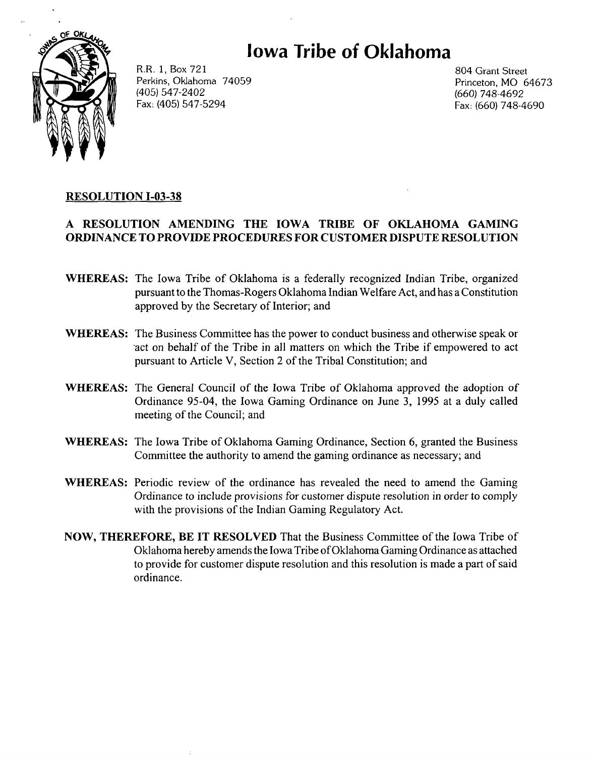# Iowa Tribe of Oklahoma

R.R. 1, Box 721
Perkins, Oklahoma 74059
(405) 547-2402
Fax: (405) 547-5294

804 Grant Street
Princeton, MO 64673
(660) 748-4692
Fax: (660) 748-4690

**RESOLUTION I-03-38**

**A RESOLUTION AMENDING THE IOWA TRIBE OF OKLAHOMA GAMING ORDINANCE TO PROVIDE PROCEDURES FOR CUSTOMER DISPUTE RESOLUTION**

**WHEREAS:** The Iowa Tribe of Oklahoma is a federally recognized Indian Tribe, organized pursuant to the Thomas-Rogers Oklahoma Indian Welfare Act, and has a Constitution approved by the Secretary of Interior; and

**WHEREAS:** The Business Committee has the power to conduct business and otherwise speak or act on behalf of the Tribe in all matters on which the Tribe if empowered to act pursuant to Article V, Section 2 of the Tribal Constitution; and

**WHEREAS:** The General Council of the Iowa Tribe of Oklahoma approved the adoption of Ordinance 95-04, the Iowa Gaming Ordinance on June 3, 1995 at a duly called meeting of the Council; and

**WHEREAS:** The Iowa Tribe of Oklahoma Gaming Ordinance, Section 6, granted the Business Committee the authority to amend the gaming ordinance as necessary; and

**WHEREAS:** Periodic review of the ordinance has revealed the need to amend the Gaming Ordinance to include provisions for customer dispute resolution in order to comply with the provisions of the Indian Gaming Regulatory Act.

**NOW, THEREFORE, BE IT RESOLVED** That the Business Committee of the Iowa Tribe of Oklahoma hereby amends the Iowa Tribe of Oklahoma Gaming Ordinance as attached to provide for customer dispute resolution and this resolution is made a part of said ordinance.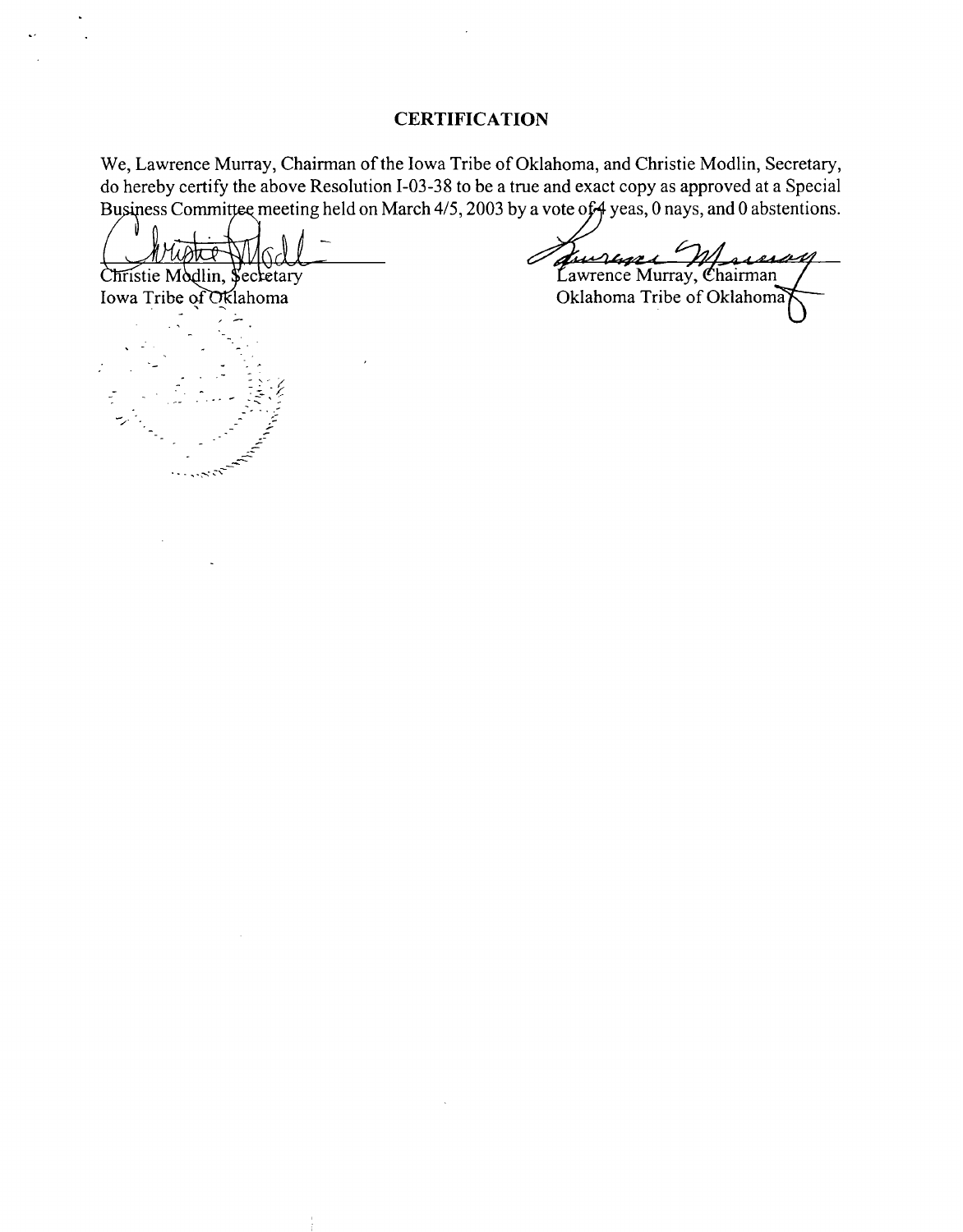## CERTIFICATION

We, Lawrence Murray, Chairman of the Iowa Tribe of Oklahoma, and Christie Modlin, Secretary, do hereby certify the above Resolution I-03-38 to be a true and exact copy as approved at a Special Business Committee meeting held on March 4/5, 2003 by a vote of 4 yeas, 0 nays, and 0 abstentions.

Christie Modlin, Secretary
Iowa Tribe of Oklahoma

Lawrence Murray, Chairman
Oklahoma Tribe of Oklahoma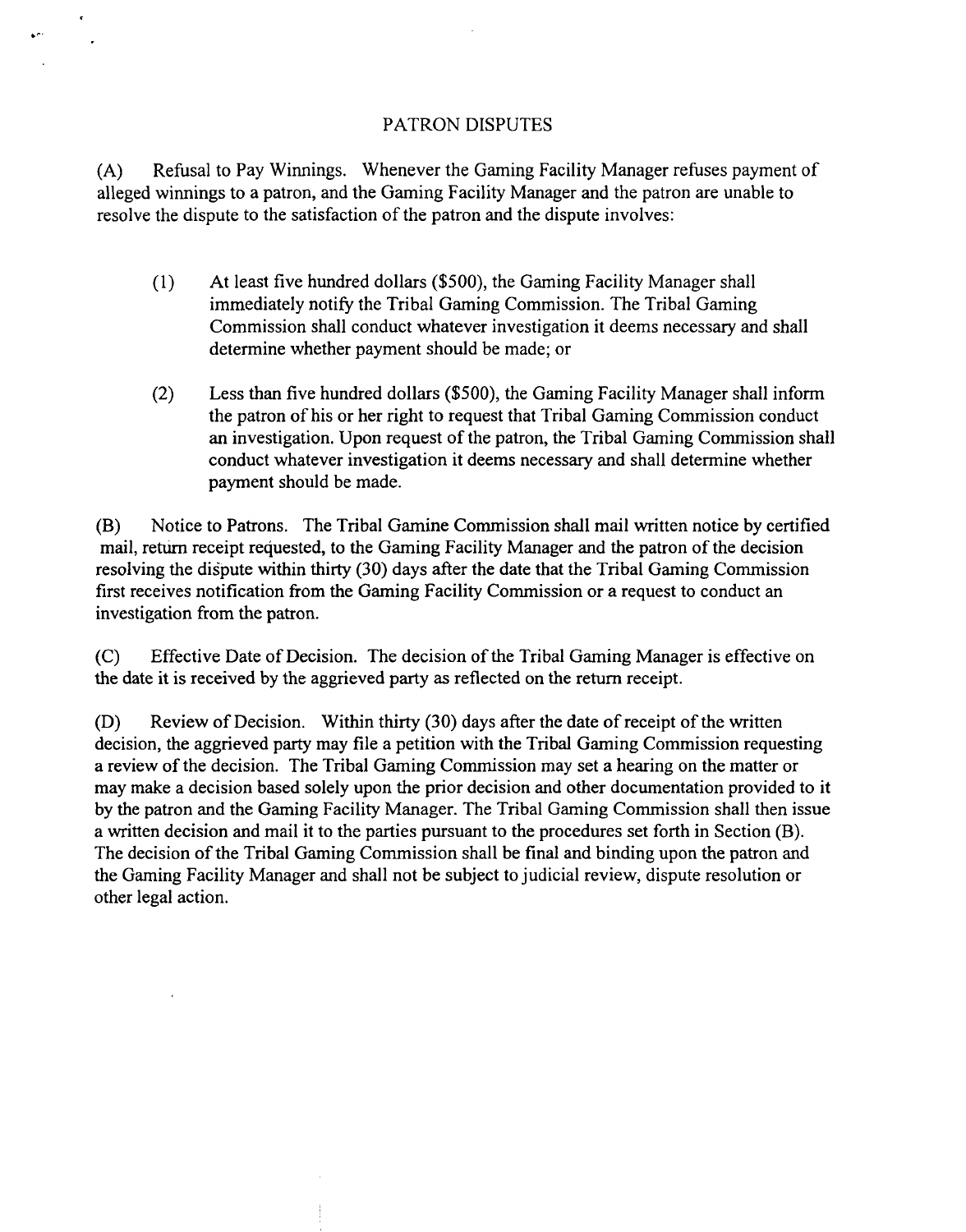## PATRON DISPUTES

(A) Refusal to Pay Winnings. Whenever the Gaming Facility Manager refuses payment of alleged winnings to a patron, and the Gaming Facility Manager and the patron are unable to resolve the dispute to the satisfaction of the patron and the dispute involves:

> (1) At least five hundred dollars ($500), the Gaming Facility Manager shall immediately notify the Tribal Gaming Commission. The Tribal Gaming Commission shall conduct whatever investigation it deems necessary and shall determine whether payment should be made; or
>
> (2) Less than five hundred dollars ($500), the Gaming Facility Manager shall inform the patron of his or her right to request that Tribal Gaming Commission conduct an investigation. Upon request of the patron, the Tribal Gaming Commission shall conduct whatever investigation it deems necessary and shall determine whether payment should be made.

(B) Notice to Patrons. The Tribal Gamine Commission shall mail written notice by certified mail, return receipt requested, to the Gaming Facility Manager and the patron of the decision resolving the dispute within thirty (30) days after the date that the Tribal Gaming Commission first receives notification from the Gaming Facility Commission or a request to conduct an investigation from the patron.

(C) Effective Date of Decision. The decision of the Tribal Gaming Manager is effective on the date it is received by the aggrieved party as reflected on the return receipt.

(D) Review of Decision. Within thirty (30) days after the date of receipt of the written decision, the aggrieved party may file a petition with the Tribal Gaming Commission requesting a review of the decision. The Tribal Gaming Commission may set a hearing on the matter or may make a decision based solely upon the prior decision and other documentation provided to it by the patron and the Gaming Facility Manager. The Tribal Gaming Commission shall then issue a written decision and mail it to the parties pursuant to the procedures set forth in Section (B). The decision of the Tribal Gaming Commission shall be final and binding upon the patron and the Gaming Facility Manager and shall not be subject to judicial review, dispute resolution or other legal action.